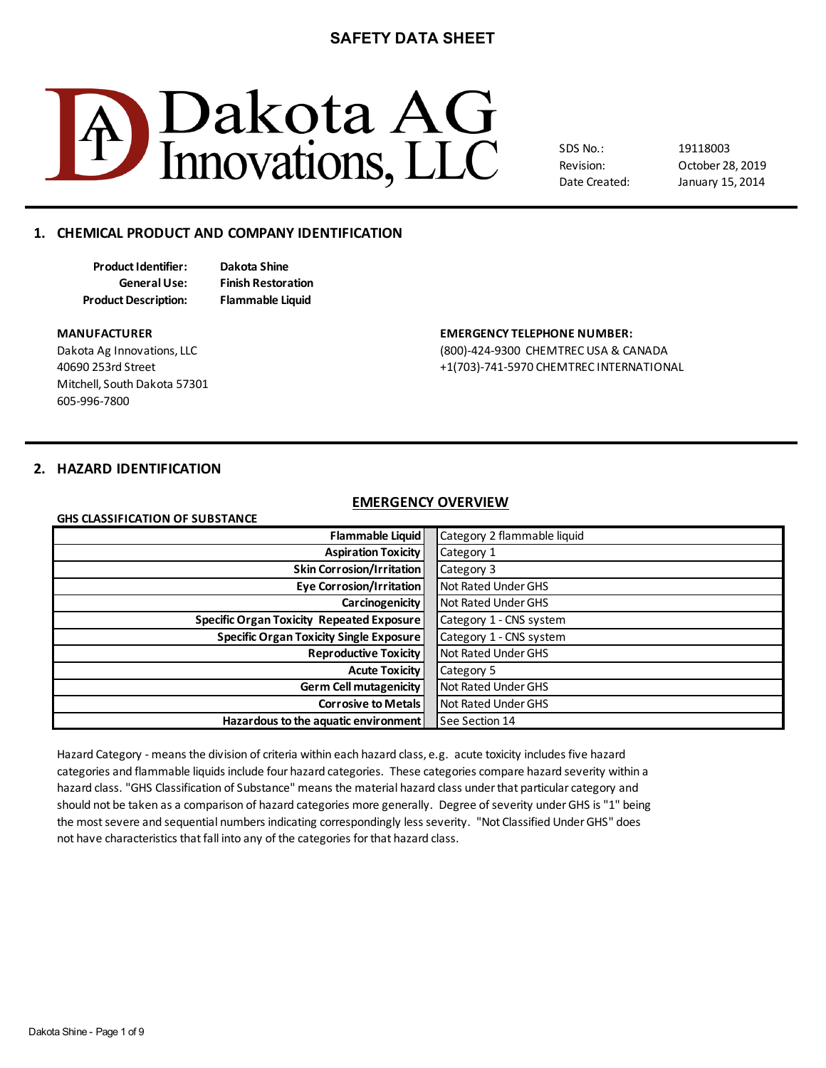# SAFETY DATA SHEET

**Dakota AG Innovations, LLC**

| | |
|---|---|
| SDS No.: | 19118003 |
| Revision: | October 28, 2019 |
| Date Created: | January 15, 2014 |

## 1. CHEMICAL PRODUCT AND COMPANY IDENTIFICATION

**Product Identifier:** **Dakota Shine**
**General Use:** **Finish Restoration**
**Product Description:** **Flammable Liquid**

**MANUFACTURER**
Dakota Ag Innovations, LLC
40690 253rd Street
Mitchell, South Dakota 57301
605-996-7800

**EMERGENCY TELEPHONE NUMBER:**
(800)-424-9300 CHEMTREC USA & CANADA
+1(703)-741-5970 CHEMTREC INTERNATIONAL

## 2. HAZARD IDENTIFICATION

### EMERGENCY OVERVIEW

**GHS CLASSIFICATION OF SUBSTANCE**

| | |
|---|---|
| **Flammable Liquid** | Category 2 flammable liquid |
| **Aspiration Toxicity** | Category 1 |
| **Skin Corrosion/Irritation** | Category 3 |
| **Eye Corrosion/Irritation** | Not Rated Under GHS |
| **Carcinogenicity** | Not Rated Under GHS |
| **Specific Organ Toxicity Repeated Exposure** | Category 1 - CNS system |
| **Specific Organ Toxicity Single Exposure** | Category 1 - CNS system |
| **Reproductive Toxicity** | Not Rated Under GHS |
| **Acute Toxicity** | Category 5 |
| **Germ Cell mutagenicity** | Not Rated Under GHS |
| **Corrosive to Metals** | Not Rated Under GHS |
| **Hazardous to the aquatic environment** | See Section 14 |

Hazard Category - means the division of criteria within each hazard class, e.g. acute toxicity includes five hazard categories and flammable liquids include four hazard categories. These categories compare hazard severity within a hazard class. "GHS Classification of Substance" means the material hazard class under that particular category and should not be taken as a comparison of hazard categories more generally. Degree of severity under GHS is "1" being the most severe and sequential numbers indicating correspondingly less severity. "Not Classified Under GHS" does not have characteristics that fall into any of the categories for that hazard class.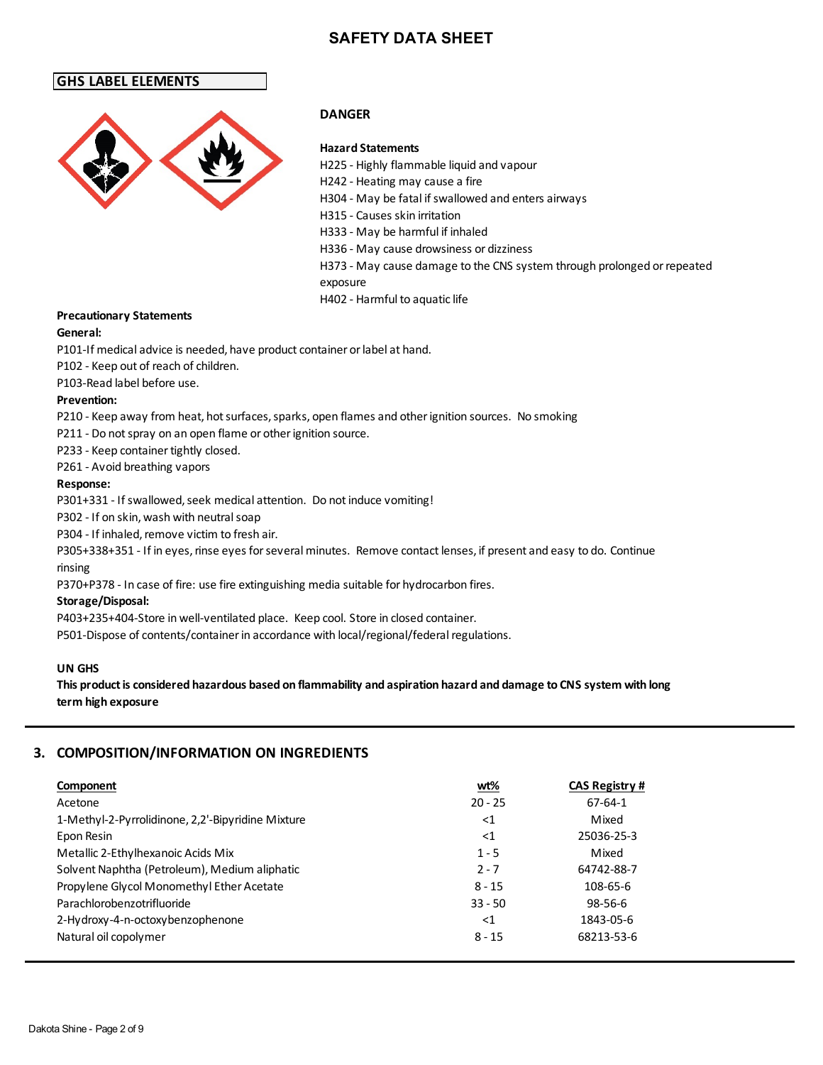# SAFETY DATA SHEET

## GHS LABEL ELEMENTS

**DANGER**

**Hazard Statements**

H225 - Highly flammable liquid and vapour
H242 - Heating may cause a fire
H304 - May be fatal if swallowed and enters airways
H315 - Causes skin irritation
H333 - May be harmful if inhaled
H336 - May cause drowsiness or dizziness
H373 - May cause damage to the CNS system through prolonged or repeated exposure
H402 - Harmful to aquatic life

**Precautionary Statements**

**General:**

P101-If medical advice is needed, have product container or label at hand.
P102 - Keep out of reach of children.
P103-Read label before use.

**Prevention:**

P210 - Keep away from heat, hot surfaces, sparks, open flames and other ignition sources. No smoking
P211 - Do not spray on an open flame or other ignition source.
P233 - Keep container tightly closed.
P261 - Avoid breathing vapors

**Response:**

P301+331 - If swallowed, seek medical attention. Do not induce vomiting!
P302 - If on skin, wash with neutral soap
P304 - If inhaled, remove victim to fresh air.
P305+338+351 - If in eyes, rinse eyes for several minutes. Remove contact lenses, if present and easy to do. Continue rinsing
P370+P378 - In case of fire: use fire extinguishing media suitable for hydrocarbon fires.

**Storage/Disposal:**

P403+235+404-Store in well-ventilated place. Keep cool. Store in closed container.
P501-Dispose of contents/container in accordance with local/regional/federal regulations.

**UN GHS**

**This product is considered hazardous based on flammability and aspiration hazard and damage to CNS system with long term high exposure**

## 3. COMPOSITION/INFORMATION ON INGREDIENTS

| Component | wt% | CAS Registry # |
|---|---|---|
| Acetone | 20 - 25 | 67-64-1 |
| 1-Methyl-2-Pyrrolidinone, 2,2'-Bipyridine Mixture | <1 | Mixed |
| Epon Resin | <1 | 25036-25-3 |
| Metallic 2-Ethylhexanoic Acids Mix | 1 - 5 | Mixed |
| Solvent Naphtha (Petroleum), Medium aliphatic | 2 - 7 | 64742-88-7 |
| Propylene Glycol Monomethyl Ether Acetate | 8 - 15 | 108-65-6 |
| Parachlorobenzotrifluoride | 33 - 50 | 98-56-6 |
| 2-Hydroxy-4-n-octoxybenzophenone | <1 | 1843-05-6 |
| Natural oil copolymer | 8 - 15 | 68213-53-6 |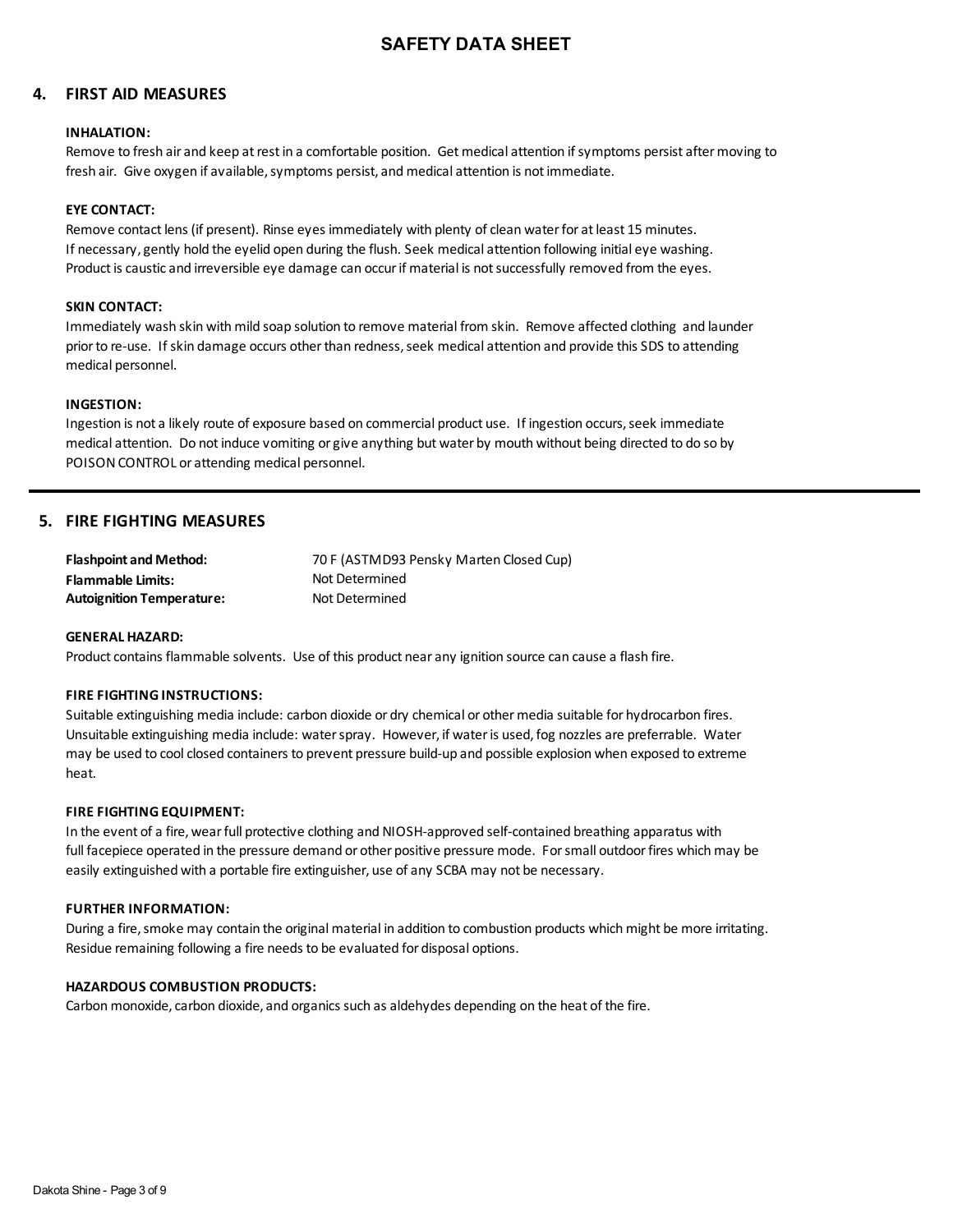# SAFETY DATA SHEET

## 4. FIRST AID MEASURES

**INHALATION:**

Remove to fresh air and keep at rest in a comfortable position. Get medical attention if symptoms persist after moving to fresh air. Give oxygen if available, symptoms persist, and medical attention is not immediate.

**EYE CONTACT:**

Remove contact lens (if present). Rinse eyes immediately with plenty of clean water for at least 15 minutes. If necessary, gently hold the eyelid open during the flush. Seek medical attention following initial eye washing. Product is caustic and irreversible eye damage can occur if material is not successfully removed from the eyes.

**SKIN CONTACT:**

Immediately wash skin with mild soap solution to remove material from skin. Remove affected clothing and launder prior to re-use. If skin damage occurs other than redness, seek medical attention and provide this SDS to attending medical personnel.

**INGESTION:**

Ingestion is not a likely route of exposure based on commercial product use. If ingestion occurs, seek immediate medical attention. Do not induce vomiting or give anything but water by mouth without being directed to do so by POISON CONTROL or attending medical personnel.

## 5. FIRE FIGHTING MEASURES

| | |
|---|---|
| **Flashpoint and Method:** | 70 F (ASTMD93 Pensky Marten Closed Cup) |
| **Flammable Limits:** | Not Determined |
| **Autoignition Temperature:** | Not Determined |

**GENERAL HAZARD:**

Product contains flammable solvents. Use of this product near any ignition source can cause a flash fire.

**FIRE FIGHTING INSTRUCTIONS:**

Suitable extinguishing media include: carbon dioxide or dry chemical or other media suitable for hydrocarbon fires. Unsuitable extinguishing media include: water spray. However, if water is used, fog nozzles are preferrable. Water may be used to cool closed containers to prevent pressure build-up and possible explosion when exposed to extreme heat.

**FIRE FIGHTING EQUIPMENT:**

In the event of a fire, wear full protective clothing and NIOSH-approved self-contained breathing apparatus with full facepiece operated in the pressure demand or other positive pressure mode. For small outdoor fires which may be easily extinguished with a portable fire extinguisher, use of any SCBA may not be necessary.

**FURTHER INFORMATION:**

During a fire, smoke may contain the original material in addition to combustion products which might be more irritating. Residue remaining following a fire needs to be evaluated for disposal options.

**HAZARDOUS COMBUSTION PRODUCTS:**

Carbon monoxide, carbon dioxide, and organics such as aldehydes depending on the heat of the fire.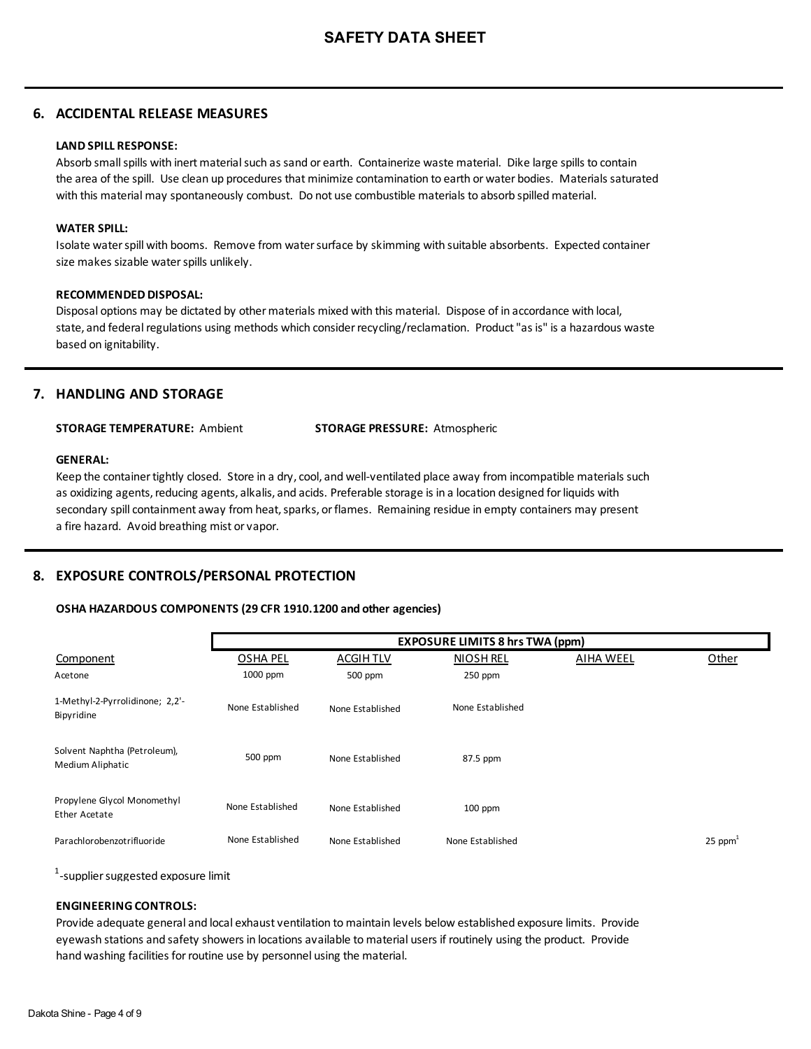# SAFETY DATA SHEET

## 6. ACCIDENTAL RELEASE MEASURES

**LAND SPILL RESPONSE:**

Absorb small spills with inert material such as sand or earth. Containerize waste material. Dike large spills to contain the area of the spill. Use clean up procedures that minimize contamination to earth or water bodies. Materials saturated with this material may spontaneously combust. Do not use combustible materials to absorb spilled material.

**WATER SPILL:**

Isolate water spill with booms. Remove from water surface by skimming with suitable absorbents. Expected container size makes sizable water spills unlikely.

**RECOMMENDED DISPOSAL:**

Disposal options may be dictated by other materials mixed with this material. Dispose of in accordance with local, state, and federal regulations using methods which consider recycling/reclamation. Product "as is" is a hazardous waste based on ignitability.

## 7. HANDLING AND STORAGE

**STORAGE TEMPERATURE:** Ambient **STORAGE PRESSURE:** Atmospheric

**GENERAL:**

Keep the container tightly closed. Store in a dry, cool, and well-ventilated place away from incompatible materials such as oxidizing agents, reducing agents, alkalis, and acids. Preferable storage is in a location designed for liquids with secondary spill containment away from heat, sparks, or flames. Remaining residue in empty containers may present a fire hazard. Avoid breathing mist or vapor.

## 8. EXPOSURE CONTROLS/PERSONAL PROTECTION

**OSHA HAZARDOUS COMPONENTS (29 CFR 1910.1200 and other agencies)**

| | EXPOSURE LIMITS 8 hrs TWA (ppm) | | | | |
|---|---|---|---|---|---|
| Component | OSHA PEL | ACGIH TLV | NIOSH REL | AIHA WEEL | Other |
| Acetone | 1000 ppm | 500 ppm | 250 ppm | | |
| 1-Methyl-2-Pyrrolidinone; 2,2'-Bipyridine | None Established | None Established | None Established | | |
| Solvent Naphtha (Petroleum), Medium Aliphatic | 500 ppm | None Established | 87.5 ppm | | |
| Propylene Glycol Monomethyl Ether Acetate | None Established | None Established | 100 ppm | | |
| Parachlorobenzotrifluoride | None Established | None Established | None Established | | 25 ppm[1] |

[1]-supplier suggested exposure limit

**ENGINEERING CONTROLS:**

Provide adequate general and local exhaust ventilation to maintain levels below established exposure limits. Provide eyewash stations and safety showers in locations available to material users if routinely using the product. Provide hand washing facilities for routine use by personnel using the material.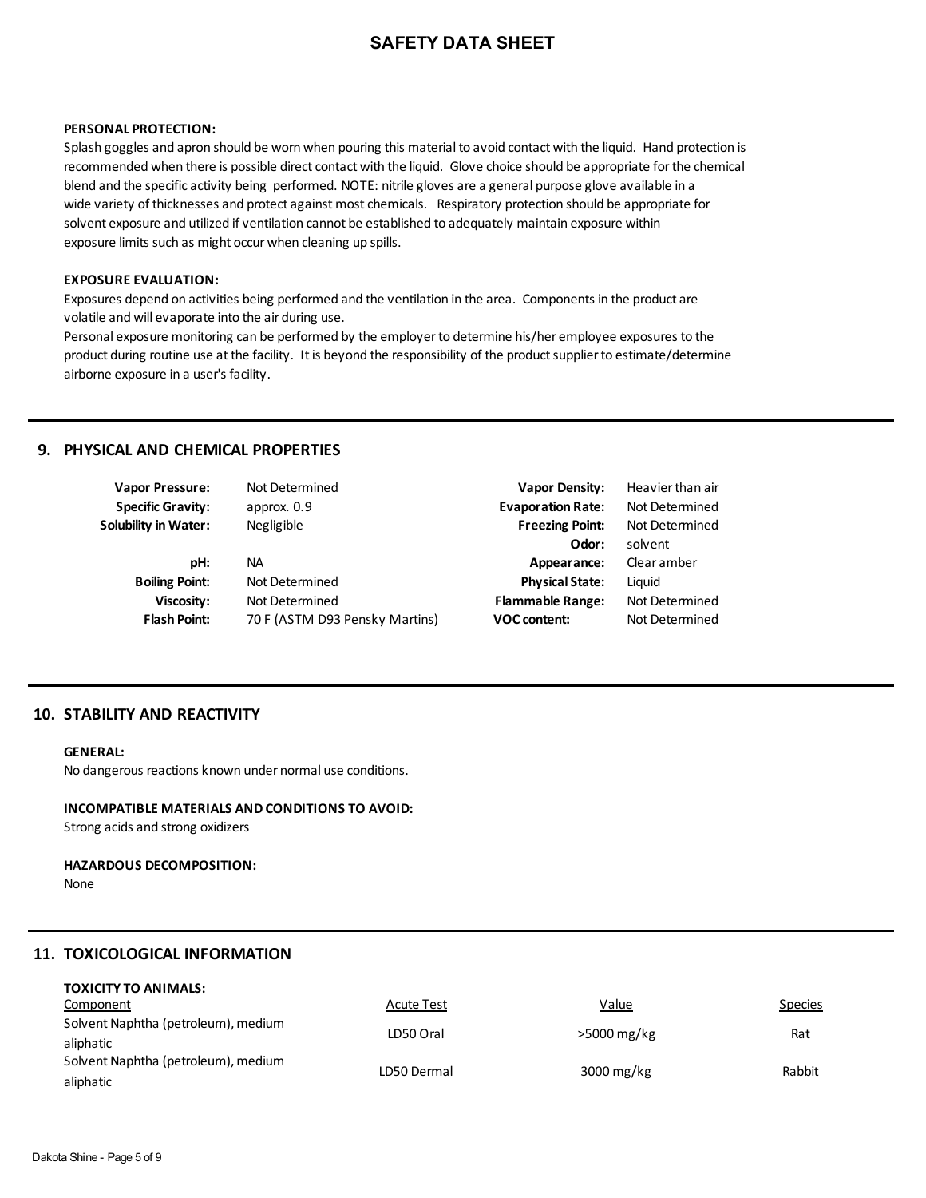**PERSONAL PROTECTION:**
Splash goggles and apron should be worn when pouring this material to avoid contact with the liquid. Hand protection is recommended when there is possible direct contact with the liquid. Glove choice should be appropriate for the chemical blend and the specific activity being performed. NOTE: nitrile gloves are a general purpose glove available in a wide variety of thicknesses and protect against most chemicals. Respiratory protection should be appropriate for solvent exposure and utilized if ventilation cannot be established to adequately maintain exposure within exposure limits such as might occur when cleaning up spills.

**EXPOSURE EVALUATION:**
Exposures depend on activities being performed and the ventilation in the area. Components in the product are volatile and will evaporate into the air during use.
Personal exposure monitoring can be performed by the employer to determine his/her employee exposures to the product during routine use at the facility. It is beyond the responsibility of the product supplier to estimate/determine airborne exposure in a user's facility.

## 9. PHYSICAL AND CHEMICAL PROPERTIES

| Property | Value | Property | Value |
|---|---|---|---|
| **Vapor Pressure:** | Not Determined | **Vapor Density:** | Heavier than air |
| **Specific Gravity:** | approx. 0.9 | **Evaporation Rate:** | Not Determined |
| **Solubility in Water:** | Negligible | **Freezing Point:** | Not Determined |
| | | **Odor:** | solvent |
| **pH:** | NA | **Appearance:** | Clear amber |
| **Boiling Point:** | Not Determined | **Physical State:** | Liquid |
| **Viscosity:** | Not Determined | **Flammable Range:** | Not Determined |
| **Flash Point:** | 70 F (ASTM D93 Pensky Martins) | **VOC content:** | Not Determined |

## 10. STABILITY AND REACTIVITY

**GENERAL:**
No dangerous reactions known under normal use conditions.

**INCOMPATIBLE MATERIALS AND CONDITIONS TO AVOID:**
Strong acids and strong oxidizers

**HAZARDOUS DECOMPOSITION:**
None

## 11. TOXICOLOGICAL INFORMATION

**TOXICITY TO ANIMALS:**

| Component | Acute Test | Value | Species |
|---|---|---|---|
| Solvent Naphtha (petroleum), medium aliphatic | LD50 Oral | >5000 mg/kg | Rat |
| Solvent Naphtha (petroleum), medium aliphatic | LD50 Dermal | 3000 mg/kg | Rabbit |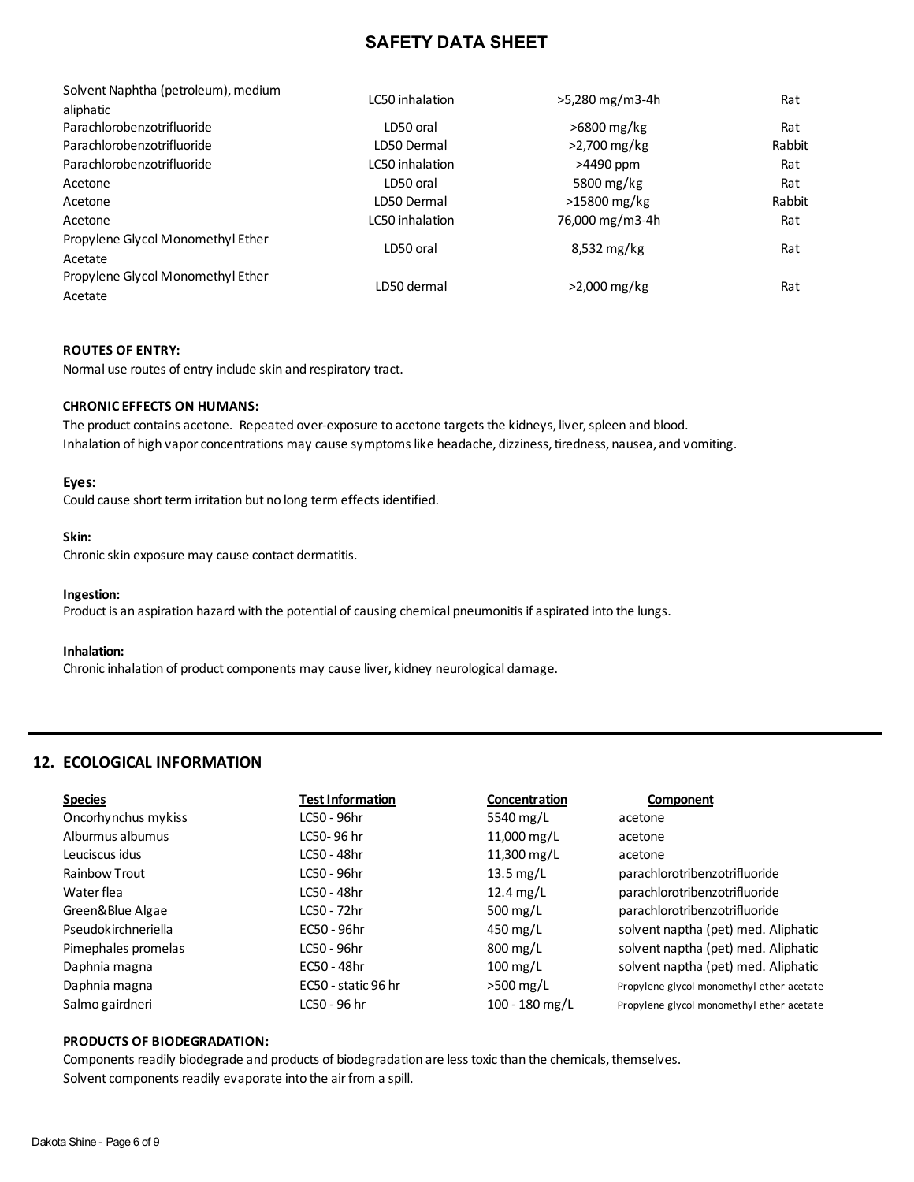# SAFETY DATA SHEET

| | | | |
|---|---|---|---|
| Solvent Naphtha (petroleum), medium aliphatic | LC50 inhalation | >5,280 mg/m3-4h | Rat |
| Parachlorobenzotrifluoride | LD50 oral | >6800 mg/kg | Rat |
| Parachlorobenzotrifluoride | LD50 Dermal | >2,700 mg/kg | Rabbit |
| Parachlorobenzotrifluoride | LC50 inhalation | >4490 ppm | Rat |
| Acetone | LD50 oral | 5800 mg/kg | Rat |
| Acetone | LD50 Dermal | >15800 mg/kg | Rabbit |
| Acetone | LC50 inhalation | 76,000 mg/m3-4h | Rat |
| Propylene Glycol Monomethyl Ether Acetate | LD50 oral | 8,532 mg/kg | Rat |
| Propylene Glycol Monomethyl Ether Acetate | LD50 dermal | >2,000 mg/kg | Rat |

**ROUTES OF ENTRY:**
Normal use routes of entry include skin and respiratory tract.

**CHRONIC EFFECTS ON HUMANS:**
The product contains acetone. Repeated over-exposure to acetone targets the kidneys, liver, spleen and blood.
Inhalation of high vapor concentrations may cause symptoms like headache, dizziness, tiredness, nausea, and vomiting.

**Eyes:**
Could cause short term irritation but no long term effects identified.

**Skin:**
Chronic skin exposure may cause contact dermatitis.

**Ingestion:**
Product is an aspiration hazard with the potential of causing chemical pneumonitis if aspirated into the lungs.

**Inhalation:**
Chronic inhalation of product components may cause liver, kidney neurological damage.

## 12. ECOLOGICAL INFORMATION

| Species | Test Information | Concentration | Component |
|---|---|---|---|
| Oncorhynchus mykiss | LC50 - 96hr | 5540 mg/L | acetone |
| Alburmus albumus | LC50- 96 hr | 11,000 mg/L | acetone |
| Leuciscus idus | LC50 - 48hr | 11,300 mg/L | acetone |
| Rainbow Trout | LC50 - 96hr | 13.5 mg/L | parachlorotribenzotrifluoride |
| Water flea | LC50 - 48hr | 12.4 mg/L | parachlorotribenzotrifluoride |
| Green&Blue Algae | LC50 - 72hr | 500 mg/L | parachlorotribenzotrifluoride |
| Pseudokirchneriella | EC50 - 96hr | 450 mg/L | solvent naptha (pet) med. Aliphatic |
| Pimephales promelas | LC50 - 96hr | 800 mg/L | solvent naptha (pet) med. Aliphatic |
| Daphnia magna | EC50 - 48hr | 100 mg/L | solvent naptha (pet) med. Aliphatic |
| Daphnia magna | EC50 - static 96 hr | >500 mg/L | Propylene glycol monomethyl ether acetate |
| Salmo gairdneri | LC50 - 96 hr | 100 - 180 mg/L | Propylene glycol monomethyl ether acetate |

**PRODUCTS OF BIODEGRADATION:**
Components readily biodegrade and products of biodegradation are less toxic than the chemicals, themselves.
Solvent components readily evaporate into the air from a spill.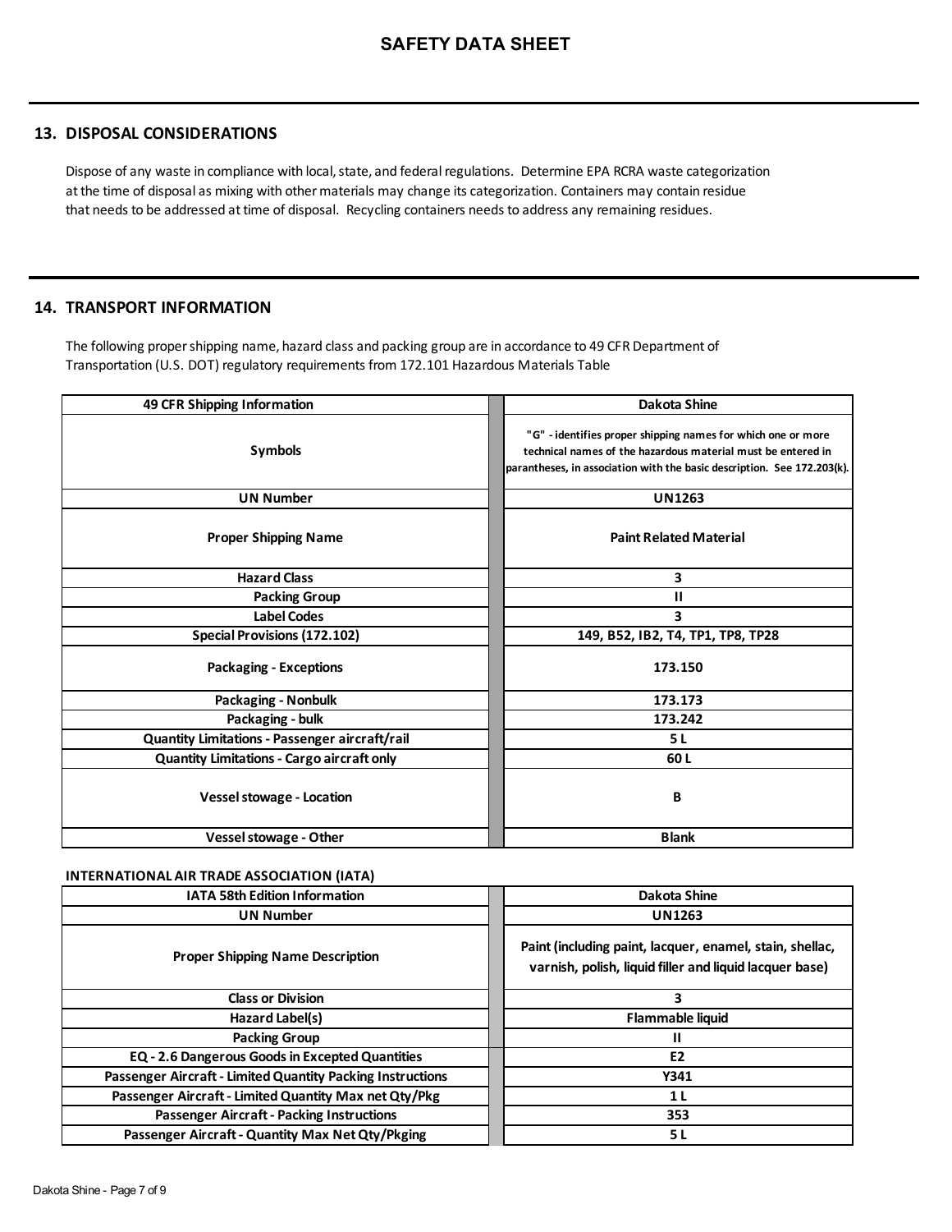# SAFETY DATA SHEET

## 13. DISPOSAL CONSIDERATIONS

Dispose of any waste in compliance with local, state, and federal regulations. Determine EPA RCRA waste categorization at the time of disposal as mixing with other materials may change its categorization. Containers may contain residue that needs to be addressed at time of disposal. Recycling containers needs to address any remaining residues.

## 14. TRANSPORT INFORMATION

The following proper shipping name, hazard class and packing group are in accordance to 49 CFR Department of Transportation (U.S. DOT) regulatory requirements from 172.101 Hazardous Materials Table

| 49 CFR Shipping Information | Dakota Shine |
|---|---|
| Symbols | "G" - identifies proper shipping names for which one or more technical names of the hazardous material must be entered in parantheses, in association with the basic description. See 172.203(k). |
| UN Number | UN1263 |
| Proper Shipping Name | Paint Related Material |
| Hazard Class | 3 |
| Packing Group | II |
| Label Codes | 3 |
| Special Provisions (172.102) | 149, B52, IB2, T4, TP1, TP8, TP28 |
| Packaging - Exceptions | 173.150 |
| Packaging - Nonbulk | 173.173 |
| Packaging - bulk | 173.242 |
| Quantity Limitations - Passenger aircraft/rail | 5 L |
| Quantity Limitations - Cargo aircraft only | 60 L |
| Vessel stowage - Location | B |
| Vessel stowage - Other | Blank |

**INTERNATIONAL AIR TRADE ASSOCIATION (IATA)**

| IATA 58th Edition Information | Dakota Shine |
|---|---|
| UN Number | UN1263 |
| Proper Shipping Name Description | Paint (including paint, lacquer, enamel, stain, shellac, varnish, polish, liquid filler and liquid lacquer base) |
| Class or Division | 3 |
| Hazard Label(s) | Flammable liquid |
| Packing Group | II |
| EQ - 2.6 Dangerous Goods in Excepted Quantities | E2 |
| Passenger Aircraft - Limited Quantity Packing Instructions | Y341 |
| Passenger Aircraft - Limited Quantity Max net Qty/Pkg | 1 L |
| Passenger Aircraft - Packing Instructions | 353 |
| Passenger Aircraft - Quantity Max Net Qty/Pkging | 5 L |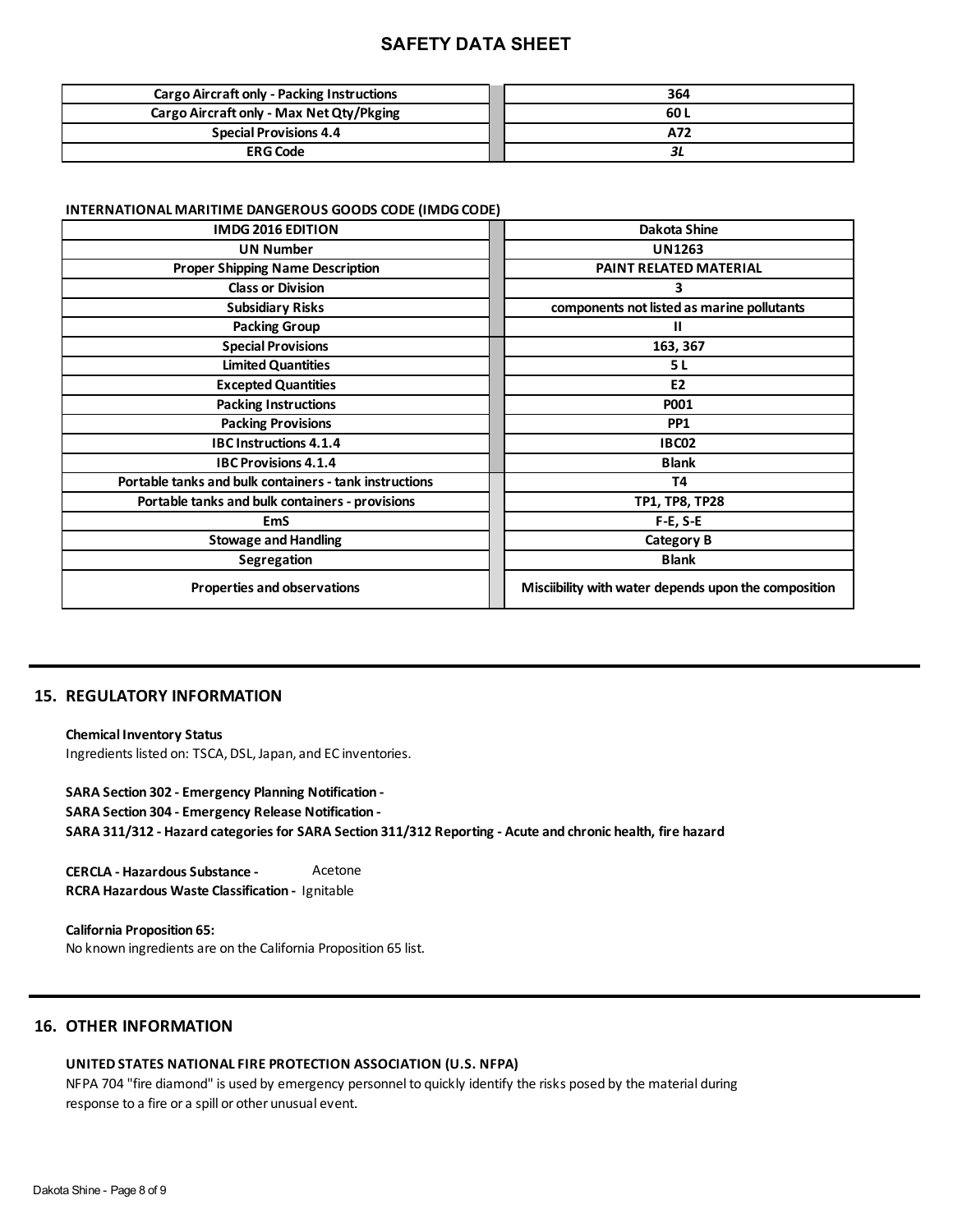# SAFETY DATA SHEET

| | |
|---|---|
| Cargo Aircraft only - Packing Instructions | 364 |
| Cargo Aircraft only - Max Net Qty/Pkging | 60 L |
| Special Provisions 4.4 | A72 |
| ERG Code | *3L* |

**INTERNATIONAL MARITIME DANGEROUS GOODS CODE (IMDG CODE)**

| IMDG 2016 EDITION | Dakota Shine |
|---|---|
| UN Number | UN1263 |
| Proper Shipping Name Description | PAINT RELATED MATERIAL |
| Class or Division | 3 |
| Subsidiary Risks | components not listed as marine pollutants |
| Packing Group | II |
| Special Provisions | 163, 367 |
| Limited Quantities | 5 L |
| Excepted Quantities | E2 |
| Packing Instructions | P001 |
| Packing Provisions | PP1 |
| IBC Instructions 4.1.4 | IBC02 |
| IBC Provisions 4.1.4 | Blank |
| Portable tanks and bulk containers - tank instructions | T4 |
| Portable tanks and bulk containers - provisions | TP1, TP8, TP28 |
| EmS | F-E, S-E |
| Stowage and Handling | Category B |
| Segregation | Blank |
| Properties and observations | Misciibility with water depends upon the composition |

## 15. REGULATORY INFORMATION

**Chemical Inventory Status**
Ingredients listed on: TSCA, DSL, Japan, and EC inventories.

**SARA Section 302 - Emergency Planning Notification -**
**SARA Section 304 - Emergency Release Notification -**
**SARA 311/312 - Hazard categories for SARA Section 311/312 Reporting - Acute and chronic health, fire hazard**

**CERCLA - Hazardous Substance -** Acetone
**RCRA Hazardous Waste Classification -** Ignitable

**California Proposition 65:**
No known ingredients are on the California Proposition 65 list.

## 16. OTHER INFORMATION

**UNITED STATES NATIONAL FIRE PROTECTION ASSOCIATION (U.S. NFPA)**
NFPA 704 "fire diamond" is used by emergency personnel to quickly identify the risks posed by the material during response to a fire or a spill or other unusual event.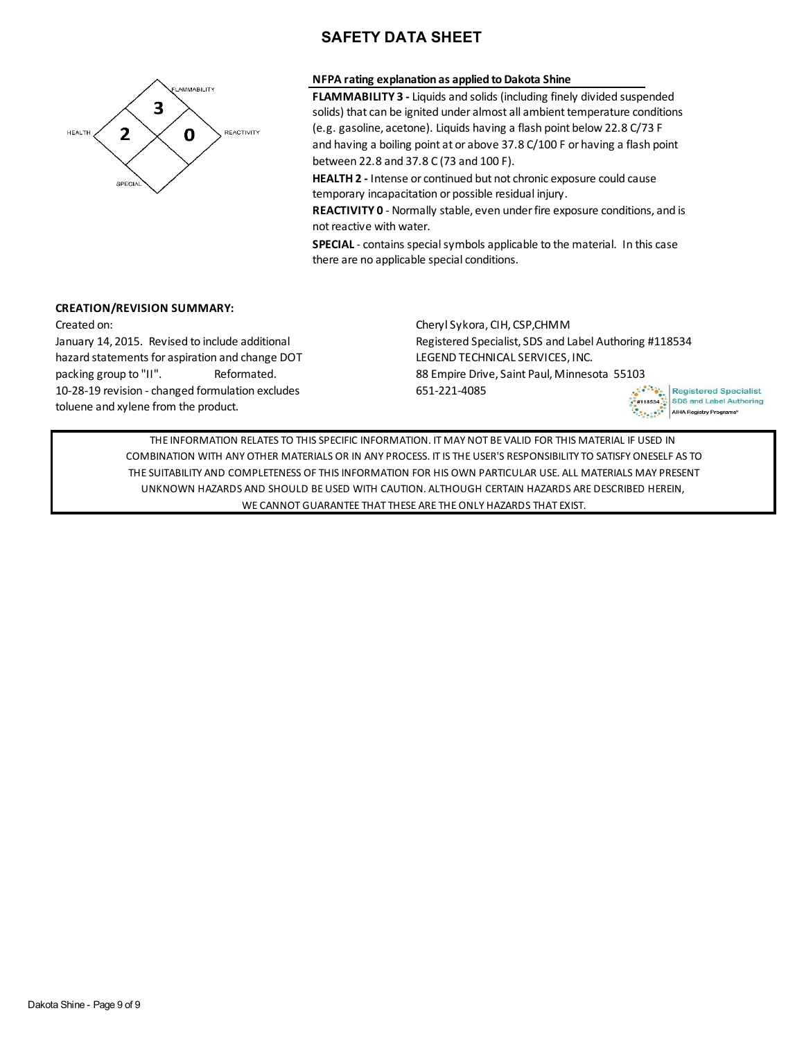# SAFETY DATA SHEET

FLAMMABILITY
3
HEALTH
2
0
REACTIVITY
SPECIAL

**NFPA rating explanation as applied to Dakota Shine**

**FLAMMABILITY 3 -** Liquids and solids (including finely divided suspended solids) that can be ignited under almost all ambient temperature conditions (e.g. gasoline, acetone). Liquids having a flash point below 22.8 C/73 F and having a boiling point at or above 37.8 C/100 F or having a flash point between 22.8 and 37.8 C (73 and 100 F).

**HEALTH 2 -** Intense or continued but not chronic exposure could cause temporary incapacitation or possible residual injury.

**REACTIVITY 0** - Normally stable, even under fire exposure conditions, and is not reactive with water.

**SPECIAL** - contains special symbols applicable to the material. In this case there are no applicable special conditions.

**CREATION/REVISION SUMMARY:**

Created on:
January 14, 2015. Revised to include additional hazard statements for aspiration and change DOT packing group to "II". Reformated.
10-28-19 revision - changed formulation excludes toluene and xylene from the product.

Cheryl Sykora, CIH, CSP,CHMM
Registered Specialist, SDS and Label Authoring #118534
LEGEND TECHNICAL SERVICES, INC.
88 Empire Drive, Saint Paul, Minnesota 55103
651-221-4085

#118534 Registered Specialist SDS and Label Authoring AIHA Registry Programs®

THE INFORMATION RELATES TO THIS SPECIFIC INFORMATION. IT MAY NOT BE VALID FOR THIS MATERIAL IF USED IN COMBINATION WITH ANY OTHER MATERIALS OR IN ANY PROCESS. IT IS THE USER'S RESPONSIBILITY TO SATISFY ONESELF AS TO THE SUITABILITY AND COMPLETENESS OF THIS INFORMATION FOR HIS OWN PARTICULAR USE. ALL MATERIALS MAY PRESENT UNKNOWN HAZARDS AND SHOULD BE USED WITH CAUTION. ALTHOUGH CERTAIN HAZARDS ARE DESCRIBED HEREIN, WE CANNOT GUARANTEE THAT THESE ARE THE ONLY HAZARDS THAT EXIST.